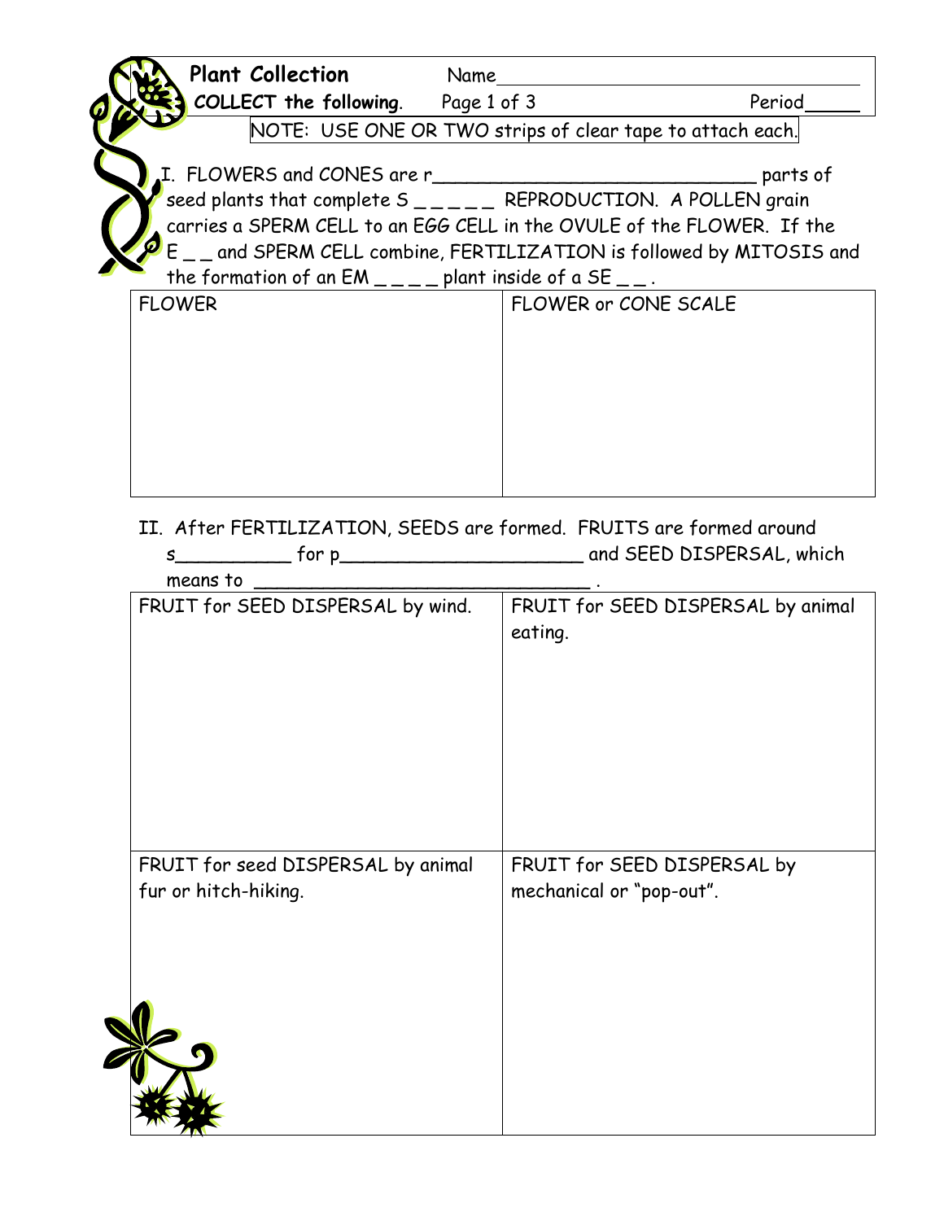**Plant Collection** Name_______________________________

**COLLECT the following.** Page 1 of 3 Period_____

NOTE: USE ONE OR TWO strips of clear tape to attach each.

I. FLOWERS and CONES are r______________________________ parts of seed plants that complete S _ _ _ _ _ REPRODUCTION. A POLLEN grain carries a SPERM CELL to an EGG CELL in the OVULE of the FLOWER. If the E _ _ and SPERM CELL combine, FERTILIZATION is followed by MITOSIS and the formation of an EM _ _ _ _ plant inside of a SE _ _ .

| FLOWER | FLOWER or CONE SCALE |
|---|---|
| | |

II. After FERTILIZATION, SEEDS are formed. FRUITS are formed around s__________ for p______________________ and SEED DISPERSAL, which means to ______________________________ .

| FRUIT for SEED DISPERSAL by wind. | FRUIT for SEED DISPERSAL by animal eating. |
|---|---|
| | |
| FRUIT for seed DISPERSAL by animal fur or hitch-hiking. | FRUIT for SEED DISPERSAL by mechanical or "pop-out". |
| | |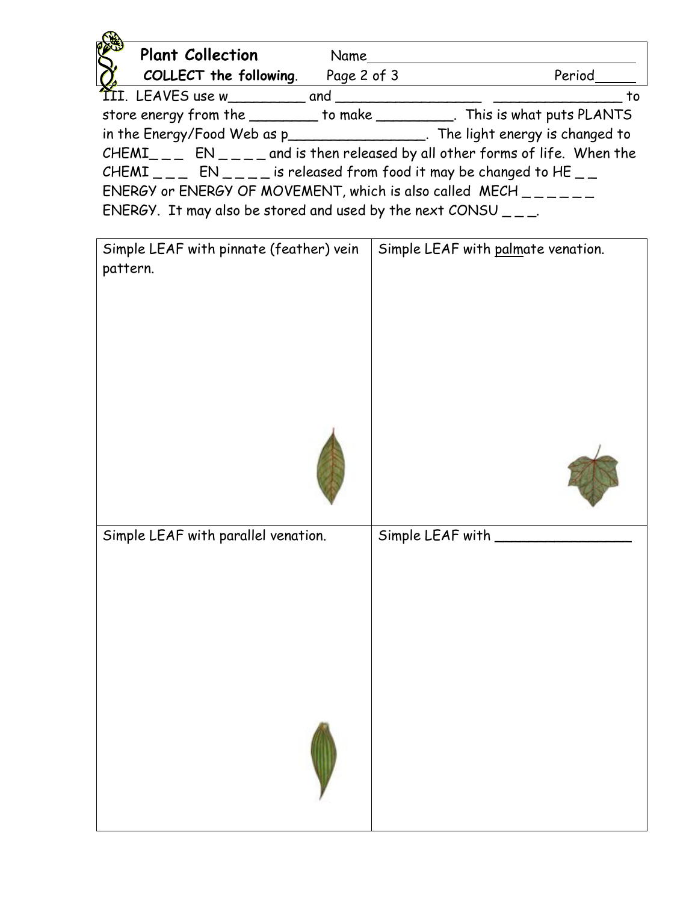**Plant Collection** Name______________________________________

**COLLECT the following**. Period_____

III. LEAVES use w_________ and _________________ _______________ to store energy from the ________ to make _________. This is what puts PLANTS in the Energy/Food Web as p________________. The light energy is changed to CHEMI_ _ _ EN _ _ _ _ and is then released by all other forms of life. When the CHEMI _ _ _ EN _ _ _ _ is released from food it may be changed to HE _ _ ENERGY or ENERGY OF MOVEMENT, which is also called MECH _ _ _ _ _ _ ENERGY. It may also be stored and used by the next CONSU _ _ _.

| Simple LEAF with pinnate (feather) vein pattern. | Simple LEAF with palmate venation. |
|---|---|
| Simple LEAF with parallel venation. | Simple LEAF with ________________ |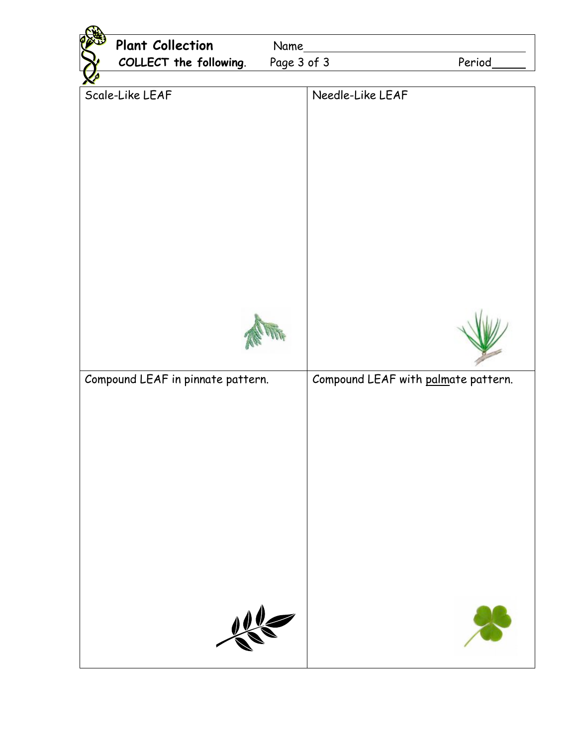**Plant Collection** Name\_\_\_\_\_\_\_\_\_\_\_\_\_\_\_\_\_\_\_\_\_\_\_\_\_\_\_\_\_\_\_\_

**COLLECT the following**. Page 3 of 3 Period\_\_\_\_\_

| | |
|---|---|
| Scale-Like LEAF | Needle-Like LEAF |
| Compound LEAF in pinnate pattern. | Compound LEAF with <u>palm</u>ate pattern. |